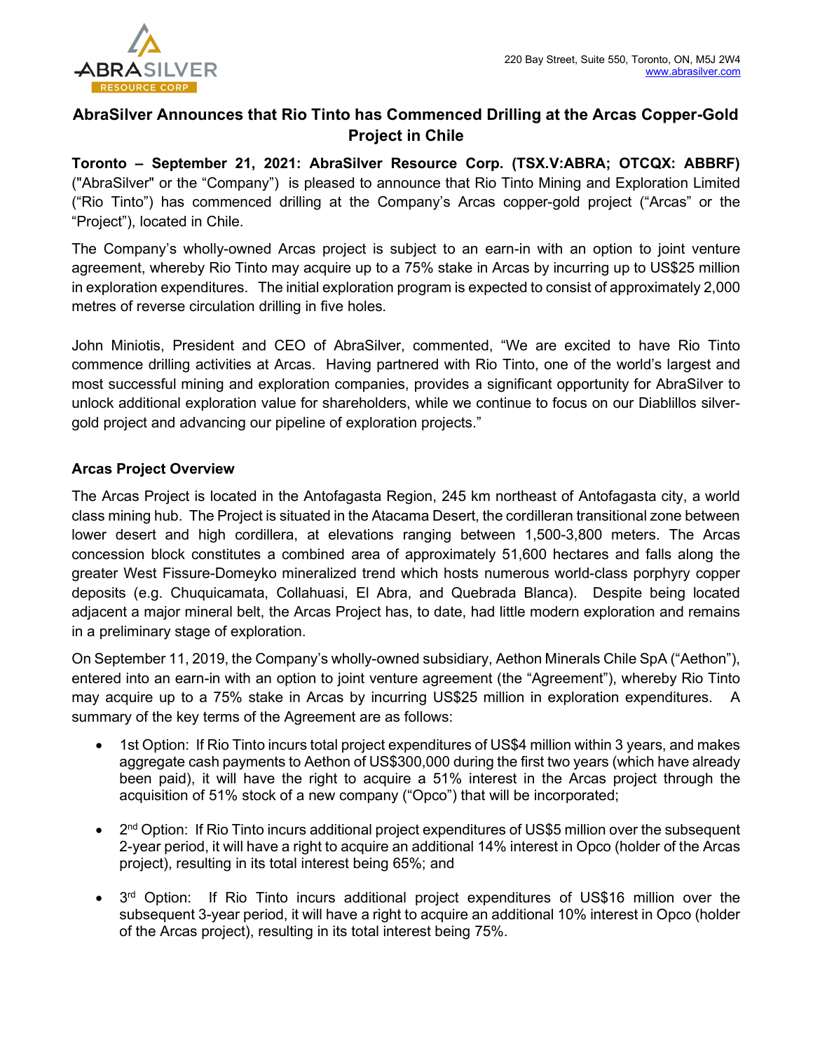220 Bay Street, Suite 550, Toronto, ON, M5J 2W4
www.abrasilver.com

# AbraSilver Announces that Rio Tinto has Commenced Drilling at the Arcas Copper-Gold Project in Chile

**Toronto – September 21, 2021: AbraSilver Resource Corp. (TSX.V:ABRA; OTCQX: ABBRF)** ("AbraSilver" or the "Company") is pleased to announce that Rio Tinto Mining and Exploration Limited ("Rio Tinto") has commenced drilling at the Company's Arcas copper-gold project ("Arcas" or the "Project"), located in Chile.

The Company's wholly-owned Arcas project is subject to an earn-in with an option to joint venture agreement, whereby Rio Tinto may acquire up to a 75% stake in Arcas by incurring up to US$25 million in exploration expenditures. The initial exploration program is expected to consist of approximately 2,000 metres of reverse circulation drilling in five holes.

John Miniotis, President and CEO of AbraSilver, commented, "We are excited to have Rio Tinto commence drilling activities at Arcas. Having partnered with Rio Tinto, one of the world's largest and most successful mining and exploration companies, provides a significant opportunity for AbraSilver to unlock additional exploration value for shareholders, while we continue to focus on our Diablillos silver-gold project and advancing our pipeline of exploration projects."

## Arcas Project Overview

The Arcas Project is located in the Antofagasta Region, 245 km northeast of Antofagasta city, a world class mining hub. The Project is situated in the Atacama Desert, the cordilleran transitional zone between lower desert and high cordillera, at elevations ranging between 1,500-3,800 meters. The Arcas concession block constitutes a combined area of approximately 51,600 hectares and falls along the greater West Fissure-Domeyko mineralized trend which hosts numerous world-class porphyry copper deposits (e.g. Chuquicamata, Collahuasi, El Abra, and Quebrada Blanca). Despite being located adjacent a major mineral belt, the Arcas Project has, to date, had little modern exploration and remains in a preliminary stage of exploration.

On September 11, 2019, the Company's wholly-owned subsidiary, Aethon Minerals Chile SpA ("Aethon"), entered into an earn-in with an option to joint venture agreement (the "Agreement"), whereby Rio Tinto may acquire up to a 75% stake in Arcas by incurring US$25 million in exploration expenditures. A summary of the key terms of the Agreement are as follows:

- 1st Option: If Rio Tinto incurs total project expenditures of US$4 million within 3 years, and makes aggregate cash payments to Aethon of US$300,000 during the first two years (which have already been paid), it will have the right to acquire a 51% interest in the Arcas project through the acquisition of 51% stock of a new company ("Opco") that will be incorporated;
- 2nd Option: If Rio Tinto incurs additional project expenditures of US$5 million over the subsequent 2-year period, it will have a right to acquire an additional 14% interest in Opco (holder of the Arcas project), resulting in its total interest being 65%; and
- 3rd Option: If Rio Tinto incurs additional project expenditures of US$16 million over the subsequent 3-year period, it will have a right to acquire an additional 10% interest in Opco (holder of the Arcas project), resulting in its total interest being 75%.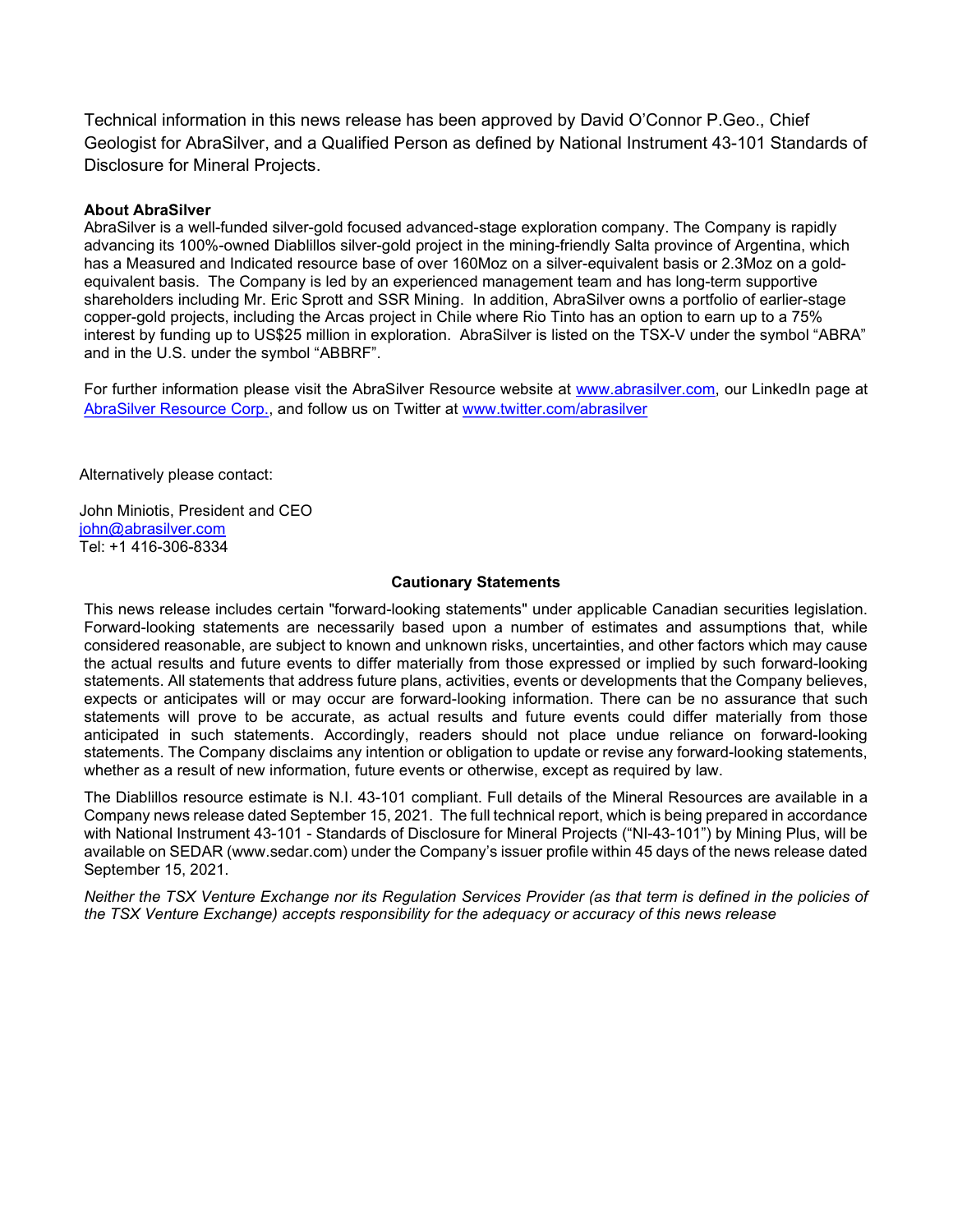Technical information in this news release has been approved by David O'Connor P.Geo., Chief Geologist for AbraSilver, and a Qualified Person as defined by National Instrument 43-101 Standards of Disclosure for Mineral Projects.

**About AbraSilver**

AbraSilver is a well-funded silver-gold focused advanced-stage exploration company. The Company is rapidly advancing its 100%-owned Diablillos silver-gold project in the mining-friendly Salta province of Argentina, which has a Measured and Indicated resource base of over 160Moz on a silver-equivalent basis or 2.3Moz on a gold-equivalent basis. The Company is led by an experienced management team and has long-term supportive shareholders including Mr. Eric Sprott and SSR Mining. In addition, AbraSilver owns a portfolio of earlier-stage copper-gold projects, including the Arcas project in Chile where Rio Tinto has an option to earn up to a 75% interest by funding up to US$25 million in exploration. AbraSilver is listed on the TSX-V under the symbol "ABRA" and in the U.S. under the symbol "ABBRF".

For further information please visit the AbraSilver Resource website at www.abrasilver.com, our LinkedIn page at AbraSilver Resource Corp., and follow us on Twitter at www.twitter.com/abrasilver

Alternatively please contact:

John Miniotis, President and CEO
john@abrasilver.com
Tel: +1 416-306-8334

**Cautionary Statements**

This news release includes certain "forward-looking statements" under applicable Canadian securities legislation. Forward-looking statements are necessarily based upon a number of estimates and assumptions that, while considered reasonable, are subject to known and unknown risks, uncertainties, and other factors which may cause the actual results and future events to differ materially from those expressed or implied by such forward-looking statements. All statements that address future plans, activities, events or developments that the Company believes, expects or anticipates will or may occur are forward-looking information. There can be no assurance that such statements will prove to be accurate, as actual results and future events could differ materially from those anticipated in such statements. Accordingly, readers should not place undue reliance on forward-looking statements. The Company disclaims any intention or obligation to update or revise any forward-looking statements, whether as a result of new information, future events or otherwise, except as required by law.

The Diablillos resource estimate is N.I. 43-101 compliant. Full details of the Mineral Resources are available in a Company news release dated September 15, 2021. The full technical report, which is being prepared in accordance with National Instrument 43-101 - Standards of Disclosure for Mineral Projects ("NI-43-101") by Mining Plus, will be available on SEDAR (www.sedar.com) under the Company's issuer profile within 45 days of the news release dated September 15, 2021.

*Neither the TSX Venture Exchange nor its Regulation Services Provider (as that term is defined in the policies of the TSX Venture Exchange) accepts responsibility for the adequacy or accuracy of this news release*